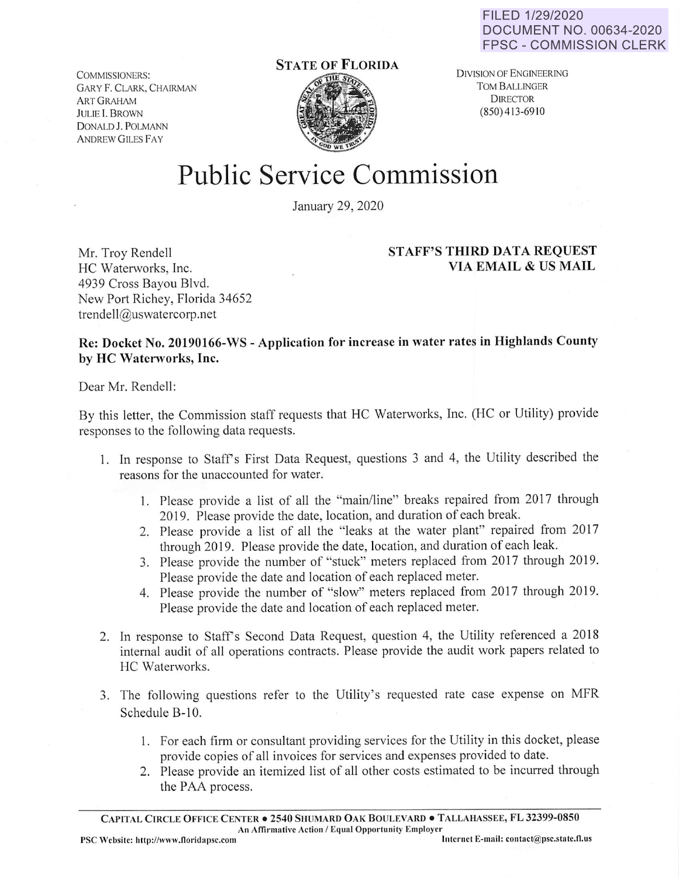FILED 1/29/2020
DOCUMENT NO. 00634-2020
FPSC - COMMISSION CLERK

COMMISSIONERS:
GARY F. CLARK, CHAIRMAN
ART GRAHAM
JULIE I. BROWN
DONALD J. POLMANN
ANDREW GILES FAY

**STATE OF FLORIDA**

DIVISION OF ENGINEERING
TOM BALLINGER
DIRECTOR
(850) 413-6910

# Public Service Commission

January 29, 2020

Mr. Troy Rendell
HC Waterworks, Inc.
4939 Cross Bayou Blvd.
New Port Richey, Florida 34652
trendell@uswatercorp.net

**STAFF'S THIRD DATA REQUEST**
**VIA EMAIL & US MAIL**

**Re: Docket No. 20190166-WS - Application for increase in water rates in Highlands County by HC Waterworks, Inc.**

Dear Mr. Rendell:

By this letter, the Commission staff requests that HC Waterworks, Inc. (HC or Utility) provide responses to the following data requests.

1. In response to Staff's First Data Request, questions 3 and 4, the Utility described the reasons for the unaccounted for water.
    1. Please provide a list of all the "main/line" breaks repaired from 2017 through 2019. Please provide the date, location, and duration of each break.
    2. Please provide a list of all the "leaks at the water plant" repaired from 2017 through 2019. Please provide the date, location, and duration of each leak.
    3. Please provide the number of "stuck" meters replaced from 2017 through 2019. Please provide the date and location of each replaced meter.
    4. Please provide the number of "slow" meters replaced from 2017 through 2019. Please provide the date and location of each replaced meter.
2. In response to Staff's Second Data Request, question 4, the Utility referenced a 2018 internal audit of all operations contracts. Please provide the audit work papers related to HC Waterworks.
3. The following questions refer to the Utility's requested rate case expense on MFR Schedule B-10.
    1. For each firm or consultant providing services for the Utility in this docket, please provide copies of all invoices for services and expenses provided to date.
    2. Please provide an itemized list of all other costs estimated to be incurred through the PAA process.

CAPITAL CIRCLE OFFICE CENTER • 2540 SHUMARD OAK BOULEVARD • TALLAHASSEE, FL 32399-0850
An Affirmative Action / Equal Opportunity Employer
PSC Website: http://www.floridapsc.com Internet E-mail: contact@psc.state.fl.us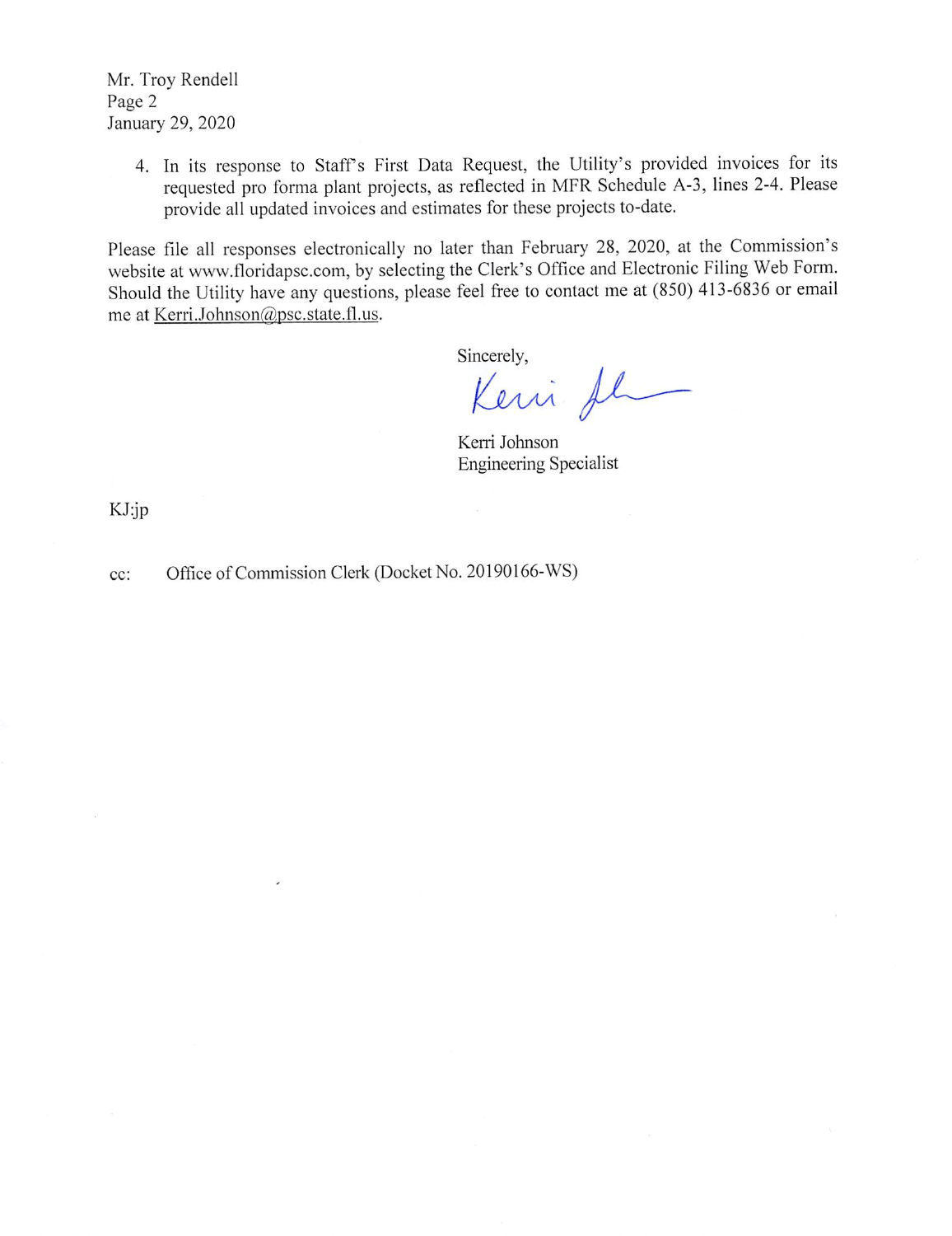Mr. Troy Rendell
Page 2
January 29, 2020

4. In its response to Staff's First Data Request, the Utility's provided invoices for its requested pro forma plant projects, as reflected in MFR Schedule A-3, lines 2-4. Please provide all updated invoices and estimates for these projects to-date.

Please file all responses electronically no later than February 28, 2020, at the Commission's website at www.floridapsc.com, by selecting the Clerk's Office and Electronic Filing Web Form. Should the Utility have any questions, please feel free to contact me at (850) 413-6836 or email me at Kerri.Johnson@psc.state.fl.us.

Sincerely,

Kerri Johnson
Engineering Specialist

KJ:jp

cc: Office of Commission Clerk (Docket No. 20190166-WS)